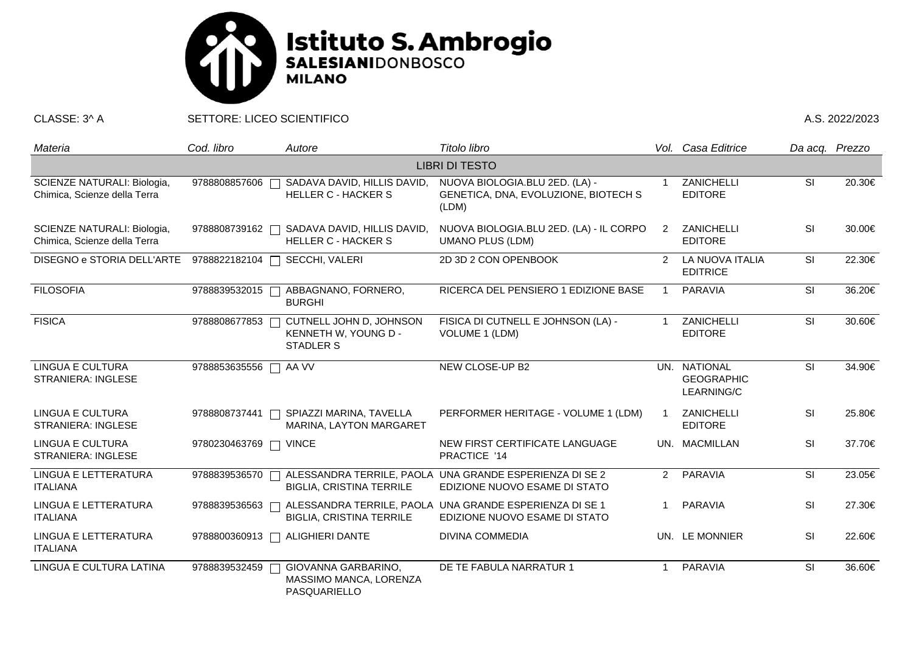# Istituto S. Ambrogio
**SALESIANI**DONBOSCO
**MILANO**

CLASSE: 3^ A SETTORE: LICEO SCIENTIFICO A.S. 2022/2023

| Materia | Cod. libro | Autore | Titolo libro | Vol. | Casa Editrice | Da acq. | Prezzo |
|---|---|---|---|---|---|---|---|
| | | | LIBRI DI TESTO | | | | |
| SCIENZE NATURALI: Biologia, Chimica, Scienze della Terra | 9788808857606 | SADAVA DAVID, HILLIS DAVID, HELLER C - HACKER S | NUOVA BIOLOGIA.BLU 2ED. (LA) - GENETICA, DNA, EVOLUZIONE, BIOTECH S (LDM) | 1 | ZANICHELLI EDITORE | SI | 20.30€ |
| SCIENZE NATURALI: Biologia, Chimica, Scienze della Terra | 9788808739162 | SADAVA DAVID, HILLIS DAVID, HELLER C - HACKER S | NUOVA BIOLOGIA.BLU 2ED. (LA) - IL CORPO UMANO PLUS (LDM) | 2 | ZANICHELLI EDITORE | SI | 30.00€ |
| DISEGNO e STORIA DELL'ARTE | 9788822182104 | SECCHI, VALERI | 2D 3D 2 CON OPENBOOK | 2 | LA NUOVA ITALIA EDITRICE | SI | 22.30€ |
| FILOSOFIA | 9788839532015 | ABBAGNANO, FORNERO, BURGHI | RICERCA DEL PENSIERO 1 EDIZIONE BASE | 1 | PARAVIA | SI | 36.20€ |
| FISICA | 9788808677853 | CUTNELL JOHN D, JOHNSON KENNETH W, YOUNG D - STADLER S | FISICA DI CUTNELL E JOHNSON (LA) - VOLUME 1 (LDM) | 1 | ZANICHELLI EDITORE | SI | 30.60€ |
| LINGUA E CULTURA STRANIERA: INGLESE | 9788853635556 | AA VV | NEW CLOSE-UP B2 | UN. | NATIONAL GEOGRAPHIC LEARNING/C | SI | 34.90€ |
| LINGUA E CULTURA STRANIERA: INGLESE | 9788808737441 | SPIAZZI MARINA, TAVELLA MARINA, LAYTON MARGARET | PERFORMER HERITAGE - VOLUME 1 (LDM) | 1 | ZANICHELLI EDITORE | SI | 25.80€ |
| LINGUA E CULTURA STRANIERA: INGLESE | 9780230463769 | VINCE | NEW FIRST CERTIFICATE LANGUAGE PRACTICE '14 | UN. | MACMILLAN | SI | 37.70€ |
| LINGUA E LETTERATURA ITALIANA | 9788839536570 | ALESSANDRA TERRILE, PAOLA BIGLIA, CRISTINA TERRILE | UNA GRANDE ESPERIENZA DI SE 2 EDIZIONE NUOVO ESAME DI STATO | 2 | PARAVIA | SI | 23.05€ |
| LINGUA E LETTERATURA ITALIANA | 9788839536563 | ALESSANDRA TERRILE, PAOLA BIGLIA, CRISTINA TERRILE | UNA GRANDE ESPERIENZA DI SE 1 EDIZIONE NUOVO ESAME DI STATO | 1 | PARAVIA | SI | 27.30€ |
| LINGUA E LETTERATURA ITALIANA | 9788800360913 | ALIGHIERI DANTE | DIVINA COMMEDIA | UN. | LE MONNIER | SI | 22.60€ |
| LINGUA E CULTURA LATINA | 9788839532459 | GIOVANNA GARBARINO, MASSIMO MANCA, LORENZA PASQUARIELLO | DE TE FABULA NARRATUR 1 | 1 | PARAVIA | SI | 36.60€ |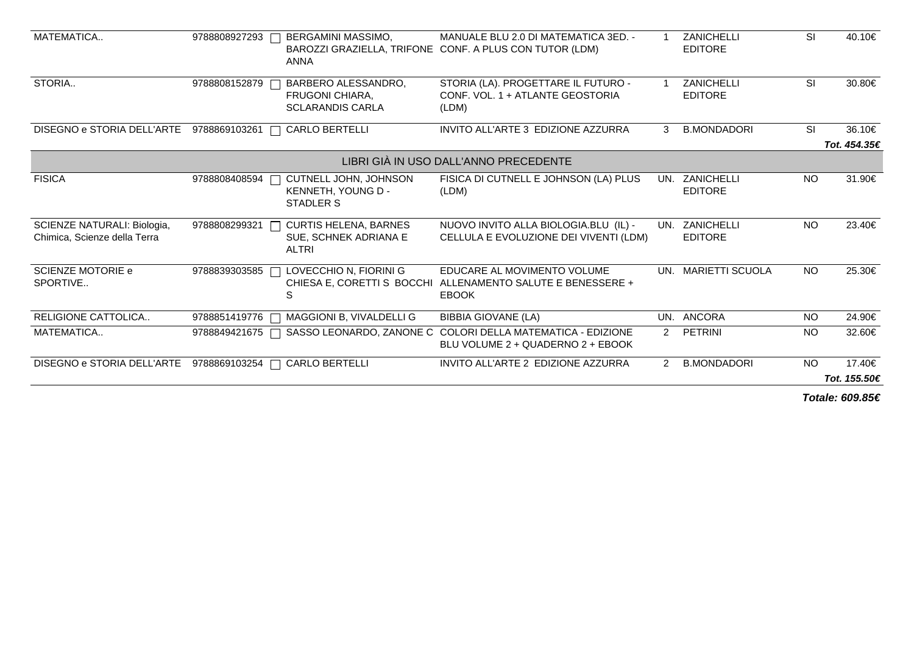| | | | | | | | | |
|---|---|---|---|---|---|---|---|---|
| MATEMATICA.. | 9788808927293 | ☐ | BERGAMINI MASSIMO, BAROZZI GRAZIELLA, TRIFONE ANNA | MANUALE BLU 2.0 DI MATEMATICA 3ED. - CONF. A PLUS CON TUTOR (LDM) | 1 | ZANICHELLI EDITORE | SI | 40.10€ |
| STORIA.. | 9788808152879 | ☐ | BARBERO ALESSANDRO, FRUGONI CHIARA, SCLARANDIS CARLA | STORIA (LA). PROGETTARE IL FUTURO - CONF. VOL. 1 + ATLANTE GEOSTORIA (LDM) | 1 | ZANICHELLI EDITORE | SI | 30.80€ |
| DISEGNO e STORIA DELL'ARTE | 9788869103261 | ☐ | CARLO BERTELLI | INVITO ALL'ARTE 3 EDIZIONE AZZURRA | 3 | B.MONDADORI | SI | 36.10€ |
| | | | | | | | | ***Tot. 454.35€*** |
| | | | | LIBRI GIÀ IN USO DALL'ANNO PRECEDENTE | | | | |
| FISICA | 9788808408594 | ☐ | CUTNELL JOHN, JOHNSON KENNETH, YOUNG D - STADLER S | FISICA DI CUTNELL E JOHNSON (LA) PLUS (LDM) | UN. | ZANICHELLI EDITORE | NO | 31.90€ |
| SCIENZE NATURALI: Biologia, Chimica, Scienze della Terra | 9788808299321 | ☐ | CURTIS HELENA, BARNES SUE, SCHNEK ADRIANA E ALTRI | NUOVO INVITO ALLA BIOLOGIA.BLU (IL) - CELLULA E EVOLUZIONE DEI VIVENTI (LDM) | UN. | ZANICHELLI EDITORE | NO | 23.40€ |
| SCIENZE MOTORIE e SPORTIVE.. | 9788839303585 | ☐ | LOVECCHIO N, FIORINI G CHIESA E, CORETTI S BOCCHI S | EDUCARE AL MOVIMENTO VOLUME ALLENAMENTO SALUTE E BENESSERE + EBOOK | UN. | MARIETTI SCUOLA | NO | 25.30€ |
| RELIGIONE CATTOLICA.. | 9788851419776 | ☐ | MAGGIONI B, VIVALDELLI G | BIBBIA GIOVANE (LA) | UN. | ANCORA | NO | 24.90€ |
| MATEMATICA.. | 9788849421675 | ☐ | SASSO LEONARDO, ZANONE C | COLORI DELLA MATEMATICA - EDIZIONE BLU VOLUME 2 + QUADERNO 2 + EBOOK | 2 | PETRINI | NO | 32.60€ |
| DISEGNO e STORIA DELL'ARTE | 9788869103254 | ☐ | CARLO BERTELLI | INVITO ALL'ARTE 2 EDIZIONE AZZURRA | 2 | B.MONDADORI | NO | 17.40€ |
| | | | | | | | | ***Tot. 155.50€*** |

***Totale: 609.85€***